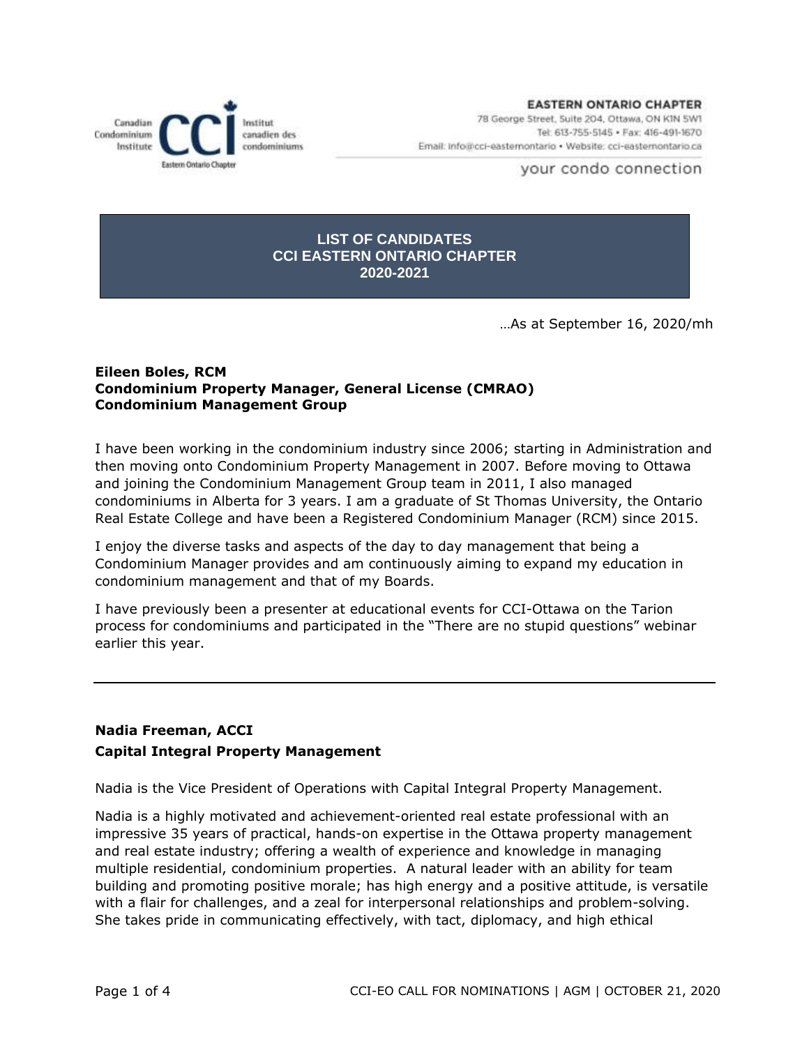EASTERN ONTARIO CHAPTER
78 George Street, Suite 204, Ottawa, ON K1N 5W1
Tel: 613-755-5145 • Fax: 416-491-1670
Email: info@cci-easternontario • Website: cci-easternontario.ca

your condo connection

# LIST OF CANDIDATES
# CCI EASTERN ONTARIO CHAPTER
# 2020-2021

…As at September 16, 2020/mh

**Eileen Boles, RCM**
**Condominium Property Manager, General License (CMRAO)**
**Condominium Management Group**

I have been working in the condominium industry since 2006; starting in Administration and then moving onto Condominium Property Management in 2007. Before moving to Ottawa and joining the Condominium Management Group team in 2011, I also managed condominiums in Alberta for 3 years. I am a graduate of St Thomas University, the Ontario Real Estate College and have been a Registered Condominium Manager (RCM) since 2015.

I enjoy the diverse tasks and aspects of the day to day management that being a Condominium Manager provides and am continuously aiming to expand my education in condominium management and that of my Boards.

I have previously been a presenter at educational events for CCI-Ottawa on the Tarion process for condominiums and participated in the "There are no stupid questions" webinar earlier this year.

---

**Nadia Freeman, ACCI**
**Capital Integral Property Management**

Nadia is the Vice President of Operations with Capital Integral Property Management.

Nadia is a highly motivated and achievement-oriented real estate professional with an impressive 35 years of practical, hands-on expertise in the Ottawa property management and real estate industry; offering a wealth of experience and knowledge in managing multiple residential, condominium properties. A natural leader with an ability for team building and promoting positive morale; has high energy and a positive attitude, is versatile with a flair for challenges, and a zeal for interpersonal relationships and problem-solving. She takes pride in communicating effectively, with tact, diplomacy, and high ethical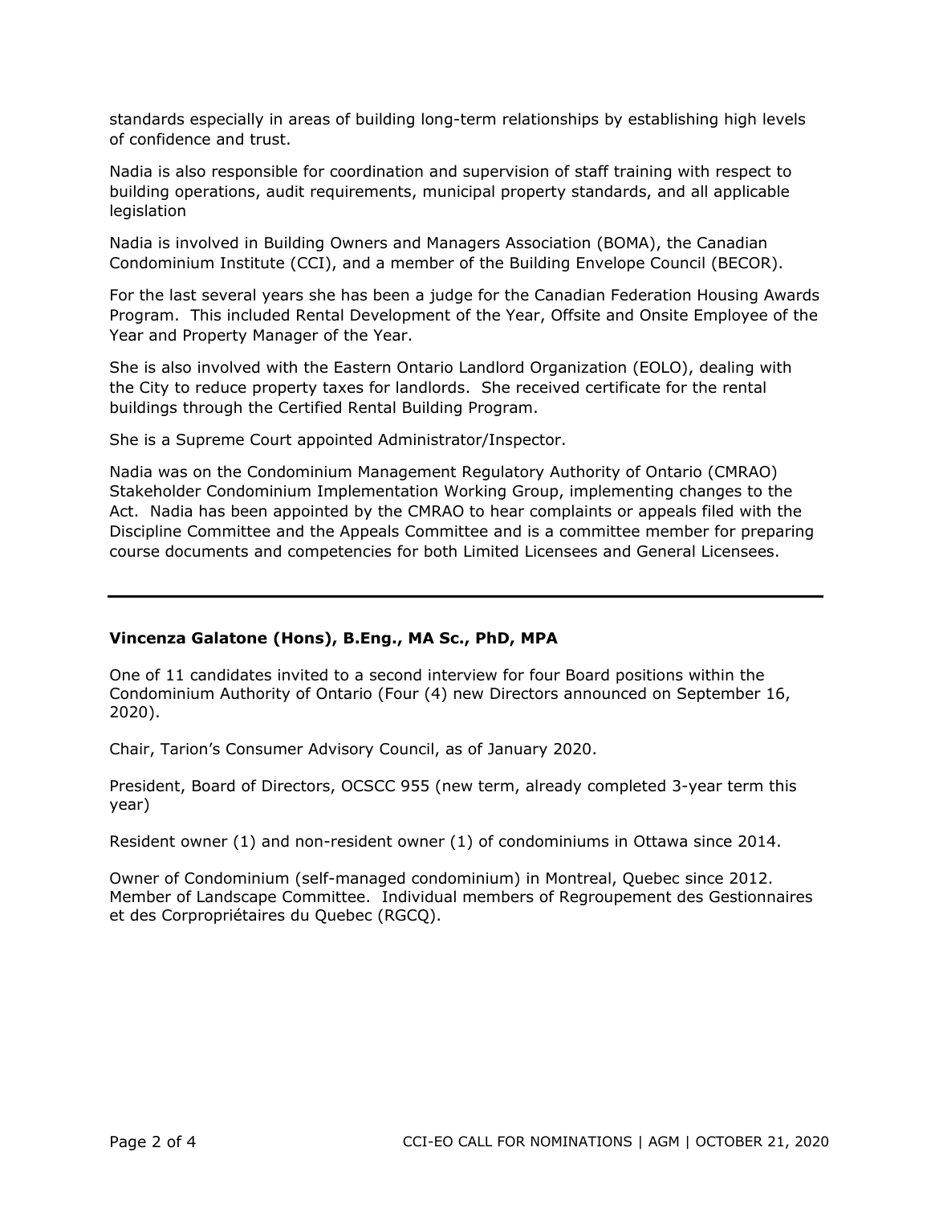standards especially in areas of building long-term relationships by establishing high levels of confidence and trust.

Nadia is also responsible for coordination and supervision of staff training with respect to building operations, audit requirements, municipal property standards, and all applicable legislation

Nadia is involved in Building Owners and Managers Association (BOMA), the Canadian Condominium Institute (CCI), and a member of the Building Envelope Council (BECOR).

For the last several years she has been a judge for the Canadian Federation Housing Awards Program. This included Rental Development of the Year, Offsite and Onsite Employee of the Year and Property Manager of the Year.

She is also involved with the Eastern Ontario Landlord Organization (EOLO), dealing with the City to reduce property taxes for landlords. She received certificate for the rental buildings through the Certified Rental Building Program.

She is a Supreme Court appointed Administrator/Inspector.

Nadia was on the Condominium Management Regulatory Authority of Ontario (CMRAO) Stakeholder Condominium Implementation Working Group, implementing changes to the Act. Nadia has been appointed by the CMRAO to hear complaints or appeals filed with the Discipline Committee and the Appeals Committee and is a committee member for preparing course documents and competencies for both Limited Licensees and General Licensees.

---

**Vincenza Galatone (Hons), B.Eng., MA Sc., PhD, MPA**

One of 11 candidates invited to a second interview for four Board positions within the Condominium Authority of Ontario (Four (4) new Directors announced on September 16, 2020).

Chair, Tarion's Consumer Advisory Council, as of January 2020.

President, Board of Directors, OCSCC 955 (new term, already completed 3-year term this year)

Resident owner (1) and non-resident owner (1) of condominiums in Ottawa since 2014.

Owner of Condominium (self-managed condominium) in Montreal, Quebec since 2012. Member of Landscape Committee. Individual members of Regroupement des Gestionnaires et des Corpropriétaires du Quebec (RGCQ).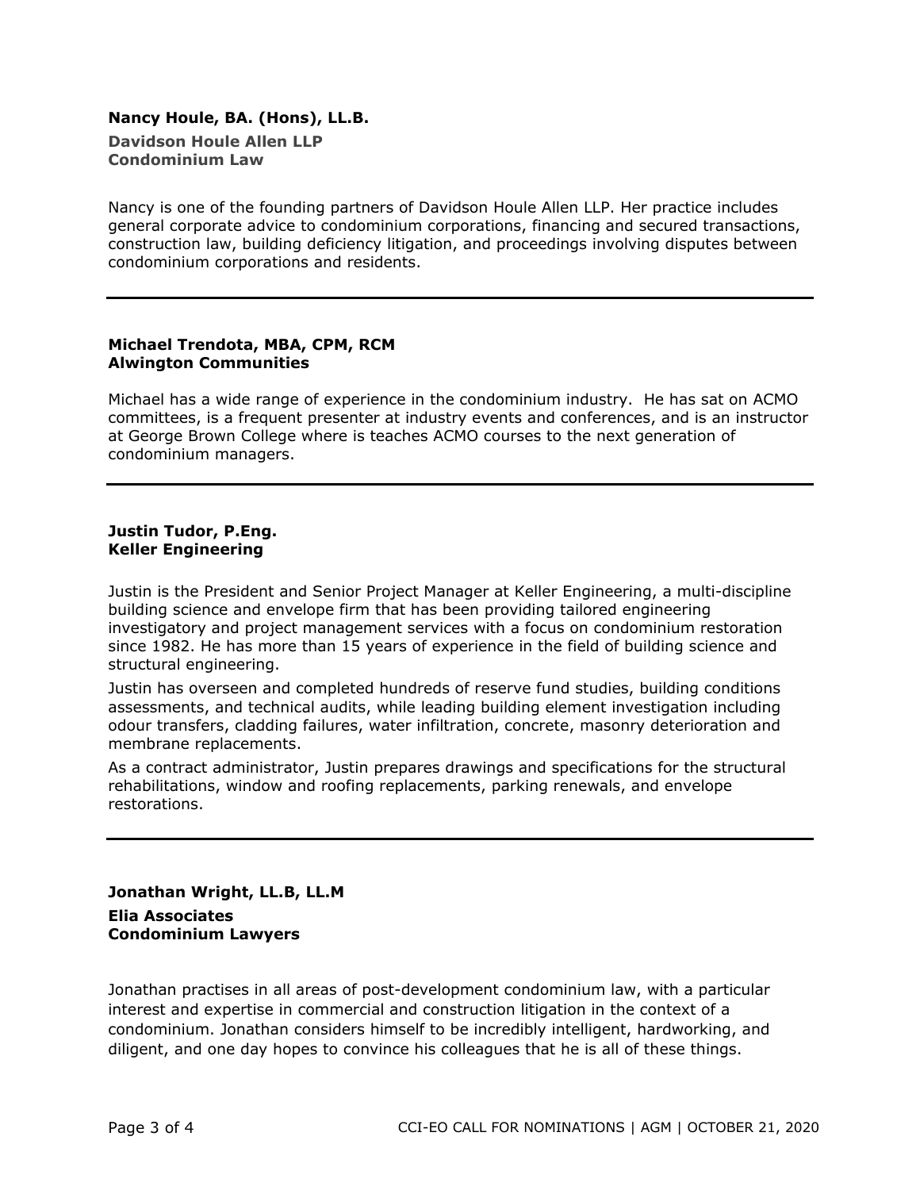**Nancy Houle, BA. (Hons), LL.B.**

**Davidson Houle Allen LLP**
**Condominium Law**

Nancy is one of the founding partners of Davidson Houle Allen LLP. Her practice includes general corporate advice to condominium corporations, financing and secured transactions, construction law, building deficiency litigation, and proceedings involving disputes between condominium corporations and residents.

---

**Michael Trendota, MBA, CPM, RCM**
**Alwington Communities**

Michael has a wide range of experience in the condominium industry. He has sat on ACMO committees, is a frequent presenter at industry events and conferences, and is an instructor at George Brown College where is teaches ACMO courses to the next generation of condominium managers.

---

**Justin Tudor, P.Eng.**
**Keller Engineering**

Justin is the President and Senior Project Manager at Keller Engineering, a multi-discipline building science and envelope firm that has been providing tailored engineering investigatory and project management services with a focus on condominium restoration since 1982. He has more than 15 years of experience in the field of building science and structural engineering.

Justin has overseen and completed hundreds of reserve fund studies, building conditions assessments, and technical audits, while leading building element investigation including odour transfers, cladding failures, water infiltration, concrete, masonry deterioration and membrane replacements.

As a contract administrator, Justin prepares drawings and specifications for the structural rehabilitations, window and roofing replacements, parking renewals, and envelope restorations.

---

**Jonathan Wright, LL.B, LL.M**

**Elia Associates**
**Condominium Lawyers**

Jonathan practises in all areas of post-development condominium law, with a particular interest and expertise in commercial and construction litigation in the context of a condominium. Jonathan considers himself to be incredibly intelligent, hardworking, and diligent, and one day hopes to convince his colleagues that he is all of these things.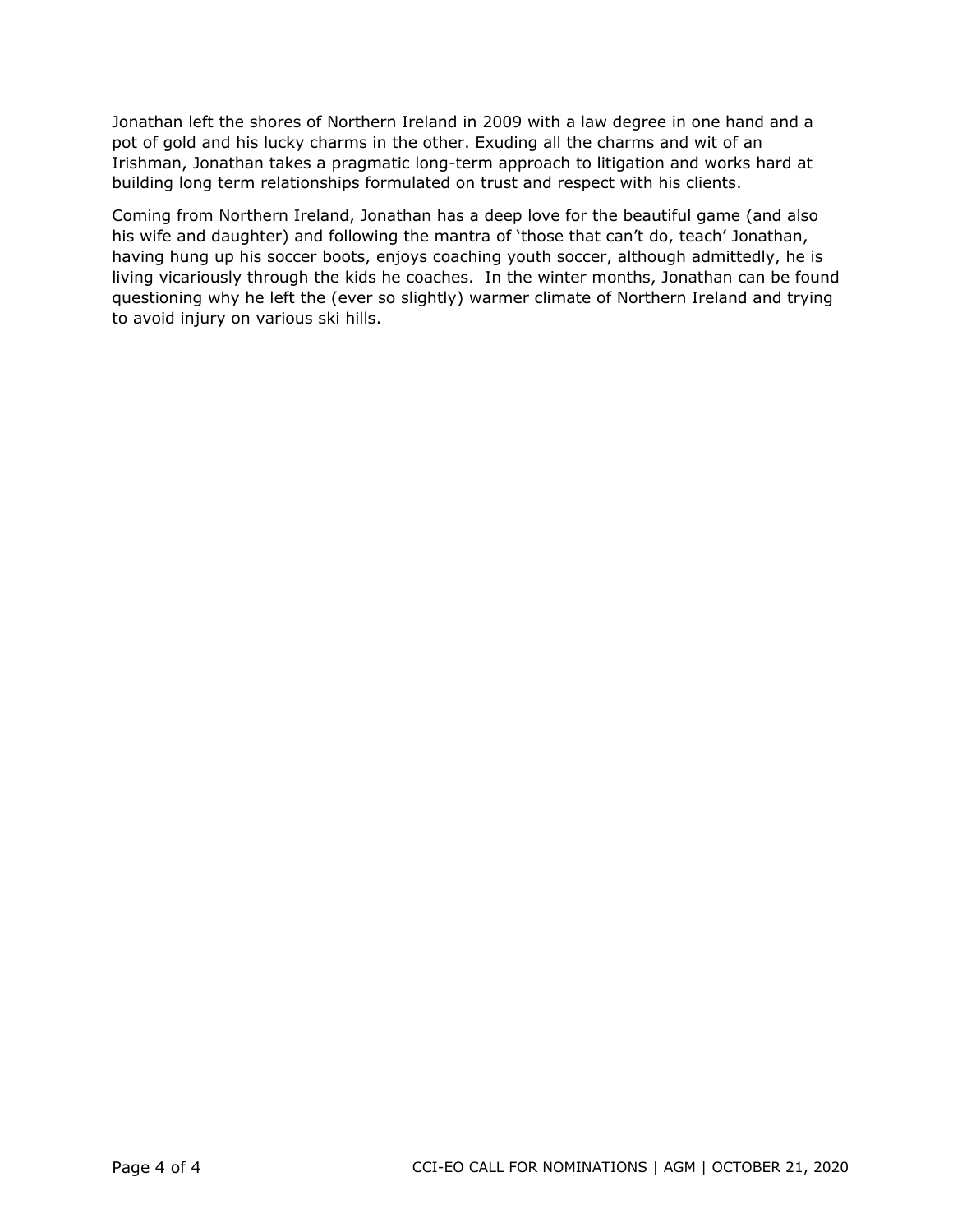Jonathan left the shores of Northern Ireland in 2009 with a law degree in one hand and a pot of gold and his lucky charms in the other. Exuding all the charms and wit of an Irishman, Jonathan takes a pragmatic long-term approach to litigation and works hard at building long term relationships formulated on trust and respect with his clients.

Coming from Northern Ireland, Jonathan has a deep love for the beautiful game (and also his wife and daughter) and following the mantra of 'those that can't do, teach' Jonathan, having hung up his soccer boots, enjoys coaching youth soccer, although admittedly, he is living vicariously through the kids he coaches. In the winter months, Jonathan can be found questioning why he left the (ever so slightly) warmer climate of Northern Ireland and trying to avoid injury on various ski hills.